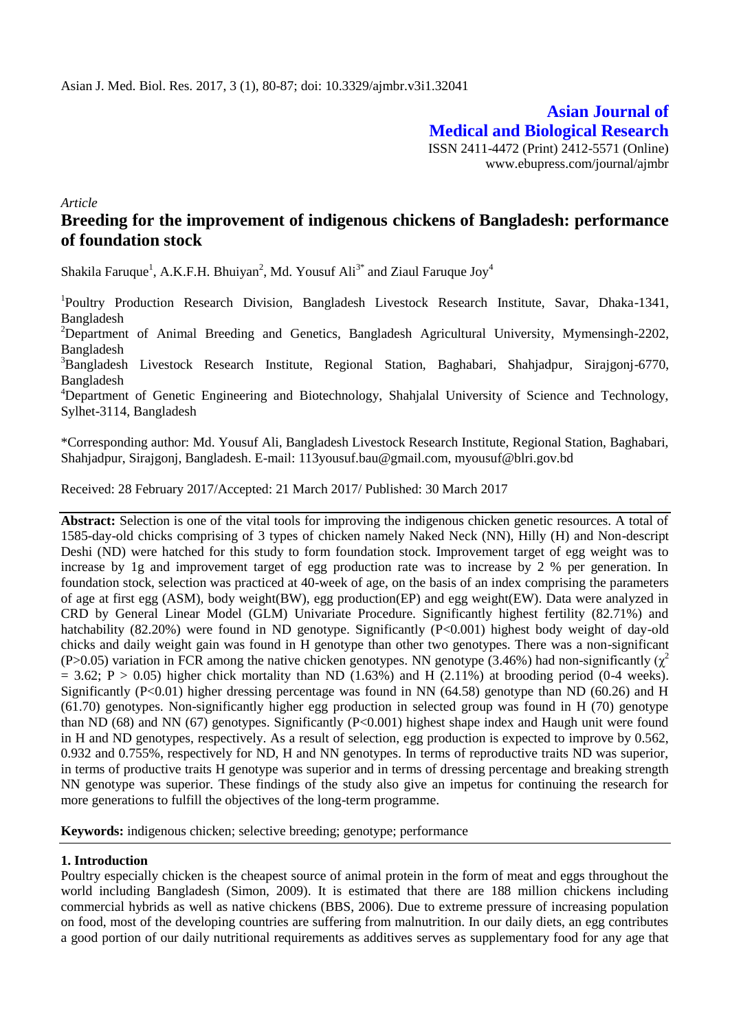# Asian Journal of Medical and Biological Research

ISSN 2411-4472 (Print) 2412-5571 (Online)
www.ebupress.com/journal/ajmbr

*Article*

## Breeding for the improvement of indigenous chickens of Bangladesh: performance of foundation stock

Shakila Faruque[1], A.K.F.H. Bhuiyan[2], Md. Yousuf Ali[3*] and Ziaul Faruque Joy[4]

[1]Poultry Production Research Division, Bangladesh Livestock Research Institute, Savar, Dhaka-1341, Bangladesh

[2]Department of Animal Breeding and Genetics, Bangladesh Agricultural University, Mymensingh-2202, Bangladesh

[3]Bangladesh Livestock Research Institute, Regional Station, Baghabari, Shahjadpur, Sirajgonj-6770, Bangladesh

[4]Department of Genetic Engineering and Biotechnology, Shahjalal University of Science and Technology, Sylhet-3114, Bangladesh

*Corresponding author: Md. Yousuf Ali, Bangladesh Livestock Research Institute, Regional Station, Baghabari, Shahjadpur, Sirajgonj, Bangladesh. E-mail: 113yousuf.bau@gmail.com, myousuf@blri.gov.bd

Received: 28 February 2017/Accepted: 21 March 2017/ Published: 30 March 2017

**Abstract:** Selection is one of the vital tools for improving the indigenous chicken genetic resources. A total of 1585-day-old chicks comprising of 3 types of chicken namely Naked Neck (NN), Hilly (H) and Non-descript Deshi (ND) were hatched for this study to form foundation stock. Improvement target of egg weight was to increase by 1g and improvement target of egg production rate was to increase by 2 % per generation. In foundation stock, selection was practiced at 40-week of age, on the basis of an index comprising the parameters of age at first egg (ASM), body weight(BW), egg production(EP) and egg weight(EW). Data were analyzed in CRD by General Linear Model (GLM) Univariate Procedure. Significantly highest fertility (82.71%) and hatchability (82.20%) were found in ND genotype. Significantly (P<0.001) highest body weight of day-old chicks and daily weight gain was found in H genotype than other two genotypes. There was a non-significant (P>0.05) variation in FCR among the native chicken genotypes. NN genotype (3.46%) had non-significantly ($\chi^2$ = 3.62; P > 0.05) higher chick mortality than ND (1.63%) and H (2.11%) at brooding period (0-4 weeks). Significantly (P<0.01) higher dressing percentage was found in NN (64.58) genotype than ND (60.26) and H (61.70) genotypes. Non-significantly higher egg production in selected group was found in H (70) genotype than ND (68) and NN (67) genotypes. Significantly (P<0.001) highest shape index and Haugh unit were found in H and ND genotypes, respectively. As a result of selection, egg production is expected to improve by 0.562, 0.932 and 0.755%, respectively for ND, H and NN genotypes. In terms of reproductive traits ND was superior, in terms of productive traits H genotype was superior and in terms of dressing percentage and breaking strength NN genotype was superior. These findings of the study also give an impetus for continuing the research for more generations to fulfill the objectives of the long-term programme.

**Keywords:** indigenous chicken; selective breeding; genotype; performance

### 1. Introduction

Poultry especially chicken is the cheapest source of animal protein in the form of meat and eggs throughout the world including Bangladesh (Simon, 2009). It is estimated that there are 188 million chickens including commercial hybrids as well as native chickens (BBS, 2006). Due to extreme pressure of increasing population on food, most of the developing countries are suffering from malnutrition. In our daily diets, an egg contributes a good portion of our daily nutritional requirements as additives serves as supplementary food for any age that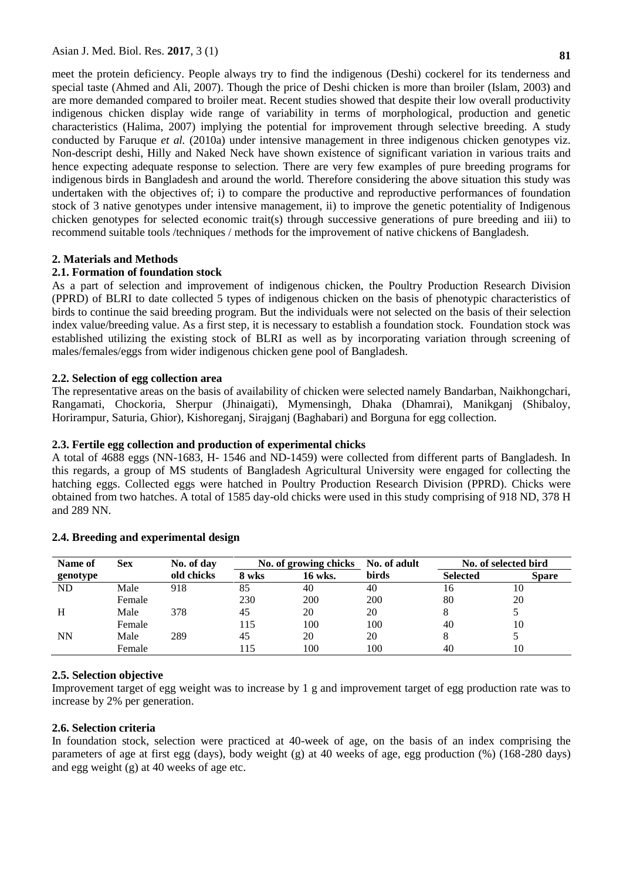meet the protein deficiency. People always try to find the indigenous (Deshi) cockerel for its tenderness and special taste (Ahmed and Ali, 2007). Though the price of Deshi chicken is more than broiler (Islam, 2003) and are more demanded compared to broiler meat. Recent studies showed that despite their low overall productivity indigenous chicken display wide range of variability in terms of morphological, production and genetic characteristics (Halima, 2007) implying the potential for improvement through selective breeding. A study conducted by Faruque *et al.* (2010a) under intensive management in three indigenous chicken genotypes viz. Non-descript deshi, Hilly and Naked Neck have shown existence of significant variation in various traits and hence expecting adequate response to selection. There are very few examples of pure breeding programs for indigenous birds in Bangladesh and around the world. Therefore considering the above situation this study was undertaken with the objectives of; i) to compare the productive and reproductive performances of foundation stock of 3 native genotypes under intensive management, ii) to improve the genetic potentiality of Indigenous chicken genotypes for selected economic trait(s) through successive generations of pure breeding and iii) to recommend suitable tools /techniques / methods for the improvement of native chickens of Bangladesh.

## 2. Materials and Methods

### 2.1. Formation of foundation stock

As a part of selection and improvement of indigenous chicken, the Poultry Production Research Division (PPRD) of BLRI to date collected 5 types of indigenous chicken on the basis of phenotypic characteristics of birds to continue the said breeding program. But the individuals were not selected on the basis of their selection index value/breeding value. As a first step, it is necessary to establish a foundation stock. Foundation stock was established utilizing the existing stock of BLRI as well as by incorporating variation through screening of males/females/eggs from wider indigenous chicken gene pool of Bangladesh.

### 2.2. Selection of egg collection area

The representative areas on the basis of availability of chicken were selected namely Bandarban, Naikhongchari, Rangamati, Chockoria, Sherpur (Jhinaigati), Mymensingh, Dhaka (Dhamrai), Manikganj (Shibaloy, Horirampur, Saturia, Ghior), Kishoreganj, Sirajganj (Baghabari) and Borguna for egg collection.

### 2.3. Fertile egg collection and production of experimental chicks

A total of 4688 eggs (NN-1683, H- 1546 and ND-1459) were collected from different parts of Bangladesh. In this regards, a group of MS students of Bangladesh Agricultural University were engaged for collecting the hatching eggs. Collected eggs were hatched in Poultry Production Research Division (PPRD). Chicks were obtained from two hatches. A total of 1585 day-old chicks were used in this study comprising of 918 ND, 378 H and 289 NN.

### 2.4. Breeding and experimental design

| Name of genotype | Sex | No. of day old chicks | No. of growing chicks | | No. of adult birds | No. of selected bird | |
|---|---|---|---|---|---|---|---|
| | | | 8 wks | 16 wks. | | Selected | Spare |
| ND | Male | 918 | 85 | 40 | 40 | 16 | 10 |
| | Female | | 230 | 200 | 200 | 80 | 20 |
| H | Male | 378 | 45 | 20 | 20 | 8 | 5 |
| | Female | | 115 | 100 | 100 | 40 | 10 |
| NN | Male | 289 | 45 | 20 | 20 | 8 | 5 |
| | Female | | 115 | 100 | 100 | 40 | 10 |

### 2.5. Selection objective

Improvement target of egg weight was to increase by 1 g and improvement target of egg production rate was to increase by 2% per generation.

### 2.6. Selection criteria

In foundation stock, selection were practiced at 40-week of age, on the basis of an index comprising the parameters of age at first egg (days), body weight (g) at 40 weeks of age, egg production (%) (168-280 days) and egg weight (g) at 40 weeks of age etc.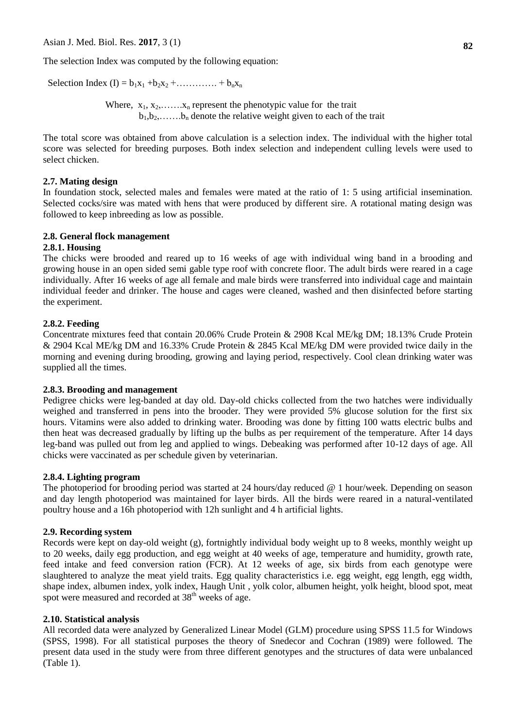The selection Index was computed by the following equation:

Selection Index (I) = $b_1x_1 + b_2x_2 + \ldots\ldots\ldots\ldots + b_nx_n$

Where, $x_1, x_2, \ldots\ldots. x_n$ represent the phenotypic value for the trait
$b_1, b_2, \ldots\ldots. b_n$ denote the relative weight given to each of the trait

The total score was obtained from above calculation is a selection index. The individual with the higher total score was selected for breeding purposes. Both index selection and independent culling levels were used to select chicken.

### 2.7. Mating design

In foundation stock, selected males and females were mated at the ratio of 1: 5 using artificial insemination. Selected cocks/sire was mated with hens that were produced by different sire. A rotational mating design was followed to keep inbreeding as low as possible.

### 2.8. General flock management

#### 2.8.1. Housing

The chicks were brooded and reared up to 16 weeks of age with individual wing band in a brooding and growing house in an open sided semi gable type roof with concrete floor. The adult birds were reared in a cage individually. After 16 weeks of age all female and male birds were transferred into individual cage and maintain individual feeder and drinker. The house and cages were cleaned, washed and then disinfected before starting the experiment.

#### 2.8.2. Feeding

Concentrate mixtures feed that contain 20.06% Crude Protein & 2908 Kcal ME/kg DM; 18.13% Crude Protein & 2904 Kcal ME/kg DM and 16.33% Crude Protein & 2845 Kcal ME/kg DM were provided twice daily in the morning and evening during brooding, growing and laying period, respectively. Cool clean drinking water was supplied all the times.

#### 2.8.3. Brooding and management

Pedigree chicks were leg-banded at day old. Day-old chicks collected from the two hatches were individually weighed and transferred in pens into the brooder. They were provided 5% glucose solution for the first six hours. Vitamins were also added to drinking water. Brooding was done by fitting 100 watts electric bulbs and then heat was decreased gradually by lifting up the bulbs as per requirement of the temperature. After 14 days leg-band was pulled out from leg and applied to wings. Debeaking was performed after 10-12 days of age. All chicks were vaccinated as per schedule given by veterinarian.

#### 2.8.4. Lighting program

The photoperiod for brooding period was started at 24 hours/day reduced @ 1 hour/week. Depending on season and day length photoperiod was maintained for layer birds. All the birds were reared in a natural-ventilated poultry house and a 16h photoperiod with 12h sunlight and 4 h artificial lights.

### 2.9. Recording system

Records were kept on day-old weight (g), fortnightly individual body weight up to 8 weeks, monthly weight up to 20 weeks, daily egg production, and egg weight at 40 weeks of age, temperature and humidity, growth rate, feed intake and feed conversion ration (FCR). At 12 weeks of age, six birds from each genotype were slaughtered to analyze the meat yield traits. Egg quality characteristics i.e. egg weight, egg length, egg width, shape index, albumen index, yolk index, Haugh Unit , yolk color, albumen height, yolk height, blood spot, meat spot were measured and recorded at 38th weeks of age.

### 2.10. Statistical analysis

All recorded data were analyzed by Generalized Linear Model (GLM) procedure using SPSS 11.5 for Windows (SPSS, 1998). For all statistical purposes the theory of Snedecor and Cochran (1989) were followed. The present data used in the study were from three different genotypes and the structures of data were unbalanced (Table 1).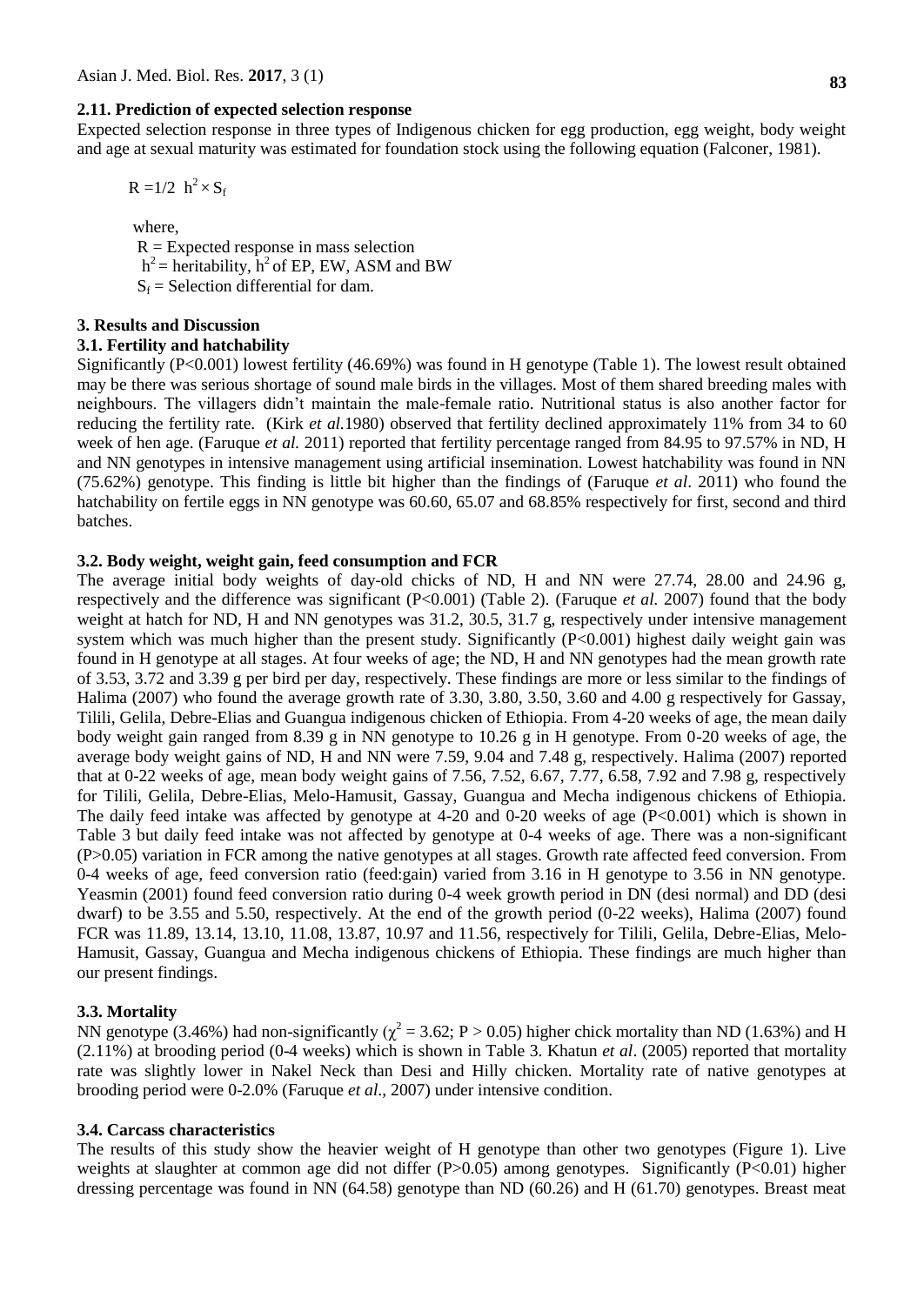### 2.11. Prediction of expected selection response

Expected selection response in three types of Indigenous chicken for egg production, egg weight, body weight and age at sexual maturity was estimated for foundation stock using the following equation (Falconer, 1981).

$$R = 1/2\ h^2 \times S_f$$

where,
$R$ = Expected response in mass selection
$h^2$ = heritability, $h^2$ of EP, EW, ASM and BW
$S_f$ = Selection differential for dam.

## 3. Results and Discussion

### 3.1. Fertility and hatchability

Significantly ($P<0.001$) lowest fertility (46.69%) was found in H genotype (Table 1). The lowest result obtained may be there was serious shortage of sound male birds in the villages. Most of them shared breeding males with neighbours. The villagers didn't maintain the male-female ratio. Nutritional status is also another factor for reducing the fertility rate. (Kirk *et al.*1980) observed that fertility declined approximately 11% from 34 to 60 week of hen age. (Faruque *et al.* 2011) reported that fertility percentage ranged from 84.95 to 97.57% in ND, H and NN genotypes in intensive management using artificial insemination. Lowest hatchability was found in NN (75.62%) genotype. This finding is little bit higher than the findings of (Faruque *et al*. 2011) who found the hatchability on fertile eggs in NN genotype was 60.60, 65.07 and 68.85% respectively for first, second and third batches.

### 3.2. Body weight, weight gain, feed consumption and FCR

The average initial body weights of day-old chicks of ND, H and NN were 27.74, 28.00 and 24.96 g, respectively and the difference was significant ($P<0.001$) (Table 2). (Faruque *et al.* 2007) found that the body weight at hatch for ND, H and NN genotypes was 31.2, 30.5, 31.7 g, respectively under intensive management system which was much higher than the present study. Significantly ($P<0.001$) highest daily weight gain was found in H genotype at all stages. At four weeks of age; the ND, H and NN genotypes had the mean growth rate of 3.53, 3.72 and 3.39 g per bird per day, respectively. These findings are more or less similar to the findings of Halima (2007) who found the average growth rate of 3.30, 3.80, 3.50, 3.60 and 4.00 g respectively for Gassay, Tilili, Gelila, Debre-Elias and Guangua indigenous chicken of Ethiopia. From 4-20 weeks of age, the mean daily body weight gain ranged from 8.39 g in NN genotype to 10.26 g in H genotype. From 0-20 weeks of age, the average body weight gains of ND, H and NN were 7.59, 9.04 and 7.48 g, respectively. Halima (2007) reported that at 0-22 weeks of age, mean body weight gains of 7.56, 7.52, 6.67, 7.77, 6.58, 7.92 and 7.98 g, respectively for Tilili, Gelila, Debre-Elias, Melo-Hamusit, Gassay, Guangua and Mecha indigenous chickens of Ethiopia. The daily feed intake was affected by genotype at 4-20 and 0-20 weeks of age ($P<0.001$) which is shown in Table 3 but daily feed intake was not affected by genotype at 0-4 weeks of age. There was a non-significant ($P>0.05$) variation in FCR among the native genotypes at all stages. Growth rate affected feed conversion. From 0-4 weeks of age, feed conversion ratio (feed:gain) varied from 3.16 in H genotype to 3.56 in NN genotype. Yeasmin (2001) found feed conversion ratio during 0-4 week growth period in DN (desi normal) and DD (desi dwarf) to be 3.55 and 5.50, respectively. At the end of the growth period (0-22 weeks), Halima (2007) found FCR was 11.89, 13.14, 13.10, 11.08, 13.87, 10.97 and 11.56, respectively for Tilili, Gelila, Debre-Elias, Melo-Hamusit, Gassay, Guangua and Mecha indigenous chickens of Ethiopia. These findings are much higher than our present findings.

### 3.3. Mortality

NN genotype (3.46%) had non-significantly ($\chi^2 = 3.62$; $P > 0.05$) higher chick mortality than ND (1.63%) and H (2.11%) at brooding period (0-4 weeks) which is shown in Table 3. Khatun *et al*. (2005) reported that mortality rate was slightly lower in Nakel Neck than Desi and Hilly chicken. Mortality rate of native genotypes at brooding period were 0-2.0% (Faruque *et al*., 2007) under intensive condition.

### 3.4. Carcass characteristics

The results of this study show the heavier weight of H genotype than other two genotypes (Figure 1). Live weights at slaughter at common age did not differ ($P>0.05$) among genotypes. Significantly ($P<0.01$) higher dressing percentage was found in NN (64.58) genotype than ND (60.26) and H (61.70) genotypes. Breast meat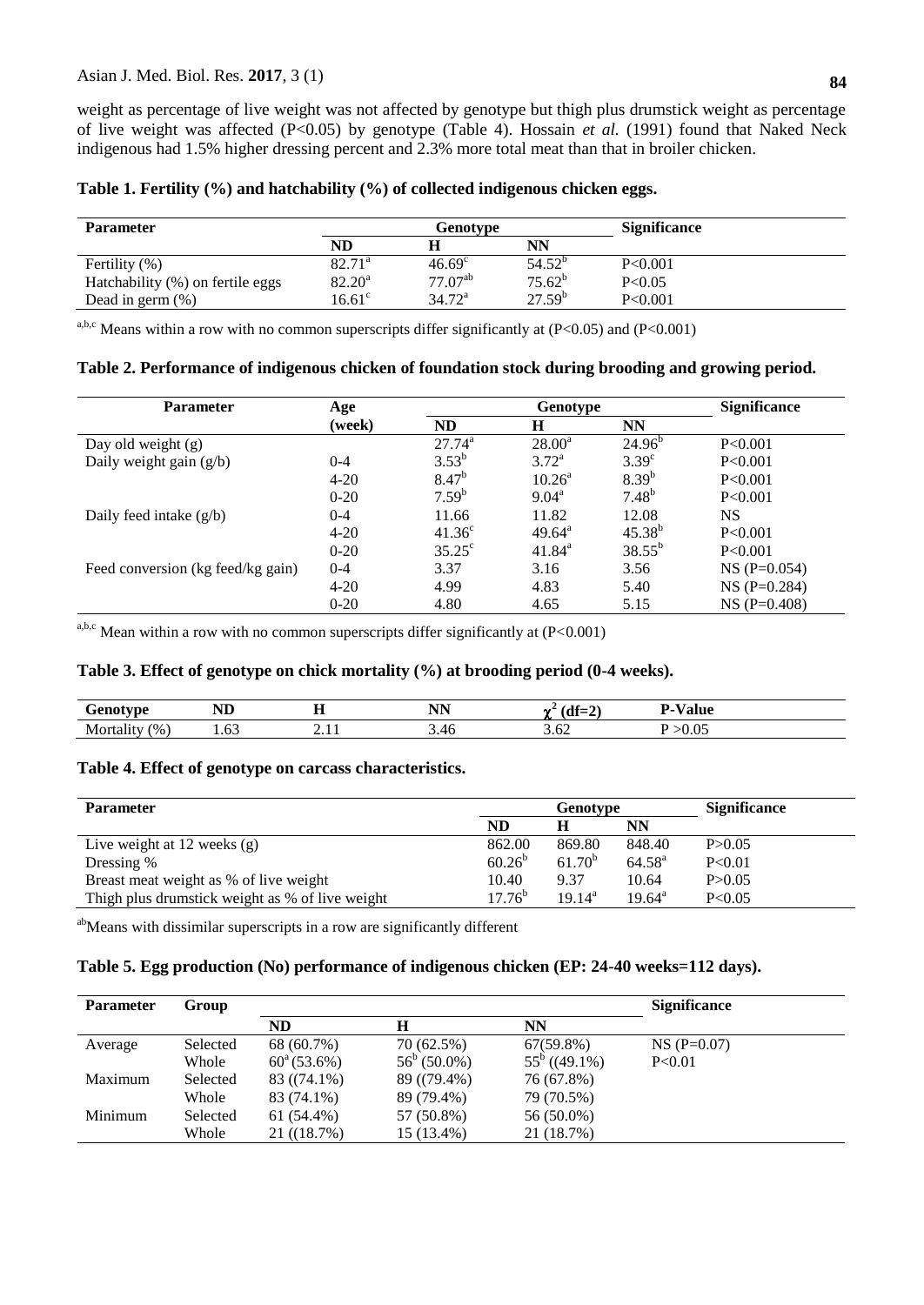weight as percentage of live weight was not affected by genotype but thigh plus drumstick weight as percentage of live weight was affected (P<0.05) by genotype (Table 4). Hossain *et al.* (1991) found that Naked Neck indigenous had 1.5% higher dressing percent and 2.3% more total meat than that in broiler chicken.

**Table 1. Fertility (%) and hatchability (%) of collected indigenous chicken eggs.**

| Parameter | Genotype | | | Significance |
|---|---|---|---|---|
| | ND | H | NN | |
| Fertility (%) | 82.71[a] | 46.69[c] | 54.52[b] | P<0.001 |
| Hatchability (%) on fertile eggs | 82.20[a] | 77.07[ab] | 75.62[b] | P<0.05 |
| Dead in germ (%) | 16.61[c] | 34.72[a] | 27.59[b] | P<0.001 |

[a,b,c] Means within a row with no common superscripts differ significantly at (P<0.05) and (P<0.001)

**Table 2. Performance of indigenous chicken of foundation stock during brooding and growing period.**

| Parameter | Age (week) | Genotype | | | Significance |
|---|---|---|---|---|---|
| | | ND | H | NN | |
| Day old weight (g) | | 27.74[a] | 28.00[a] | 24.96[b] | P<0.001 |
| Daily weight gain (g/b) | 0-4 | 3.53[b] | 3.72[a] | 3.39[c] | P<0.001 |
| | 4-20 | 8.47[b] | 10.26[a] | 8.39[b] | P<0.001 |
| | 0-20 | 7.59[b] | 9.04[a] | 7.48[b] | P<0.001 |
| Daily feed intake (g/b) | 0-4 | 11.66 | 11.82 | 12.08 | NS |
| | 4-20 | 41.36[c] | 49.64[a] | 45.38[b] | P<0.001 |
| | 0-20 | 35.25[c] | 41.84[a] | 38.55[b] | P<0.001 |
| Feed conversion (kg feed/kg gain) | 0-4 | 3.37 | 3.16 | 3.56 | NS (P=0.054) |
| | 4-20 | 4.99 | 4.83 | 5.40 | NS (P=0.284) |
| | 0-20 | 4.80 | 4.65 | 5.15 | NS (P=0.408) |

[a,b,c] Mean within a row with no common superscripts differ significantly at (P<0.001)

**Table 3. Effect of genotype on chick mortality (%) at brooding period (0-4 weeks).**

| Genotype | ND | H | NN | $\chi^2$ (df=2) | P-Value |
|---|---|---|---|---|---|
| Mortality (%) | 1.63 | 2.11 | 3.46 | 3.62 | P >0.05 |

**Table 4. Effect of genotype on carcass characteristics.**

| Parameter | Genotype | | | Significance |
|---|---|---|---|---|
| | ND | H | NN | |
| Live weight at 12 weeks (g) | 862.00 | 869.80 | 848.40 | P>0.05 |
| Dressing % | 60.26[b] | 61.70[b] | 64.58[a] | P<0.01 |
| Breast meat weight as % of live weight | 10.40 | 9.37 | 10.64 | P>0.05 |
| Thigh plus drumstick weight as % of live weight | 17.76[b] | 19.14[a] | 19.64[a] | P<0.05 |

[ab]Means with dissimilar superscripts in a row are significantly different

**Table 5. Egg production (No) performance of indigenous chicken (EP: 24-40 weeks=112 days).**

| Parameter | Group | | | | Significance |
|---|---|---|---|---|---|
| | | ND | H | NN | |
| Average | Selected | 68 (60.7%) | 70 (62.5%) | 67(59.8%) | NS (P=0.07) |
| | Whole | 60[a] (53.6%) | 56[b] (50.0%) | 55[b] ((49.1%) | P<0.01 |
| Maximum | Selected | 83 ((74.1%) | 89 ((79.4%) | 76 (67.8%) | |
| | Whole | 83 (74.1%) | 89 (79.4%) | 79 (70.5%) | |
| Minimum | Selected | 61 (54.4%) | 57 (50.8%) | 56 (50.0%) | |
| | Whole | 21 ((18.7%) | 15 (13.4%) | 21 (18.7%) | |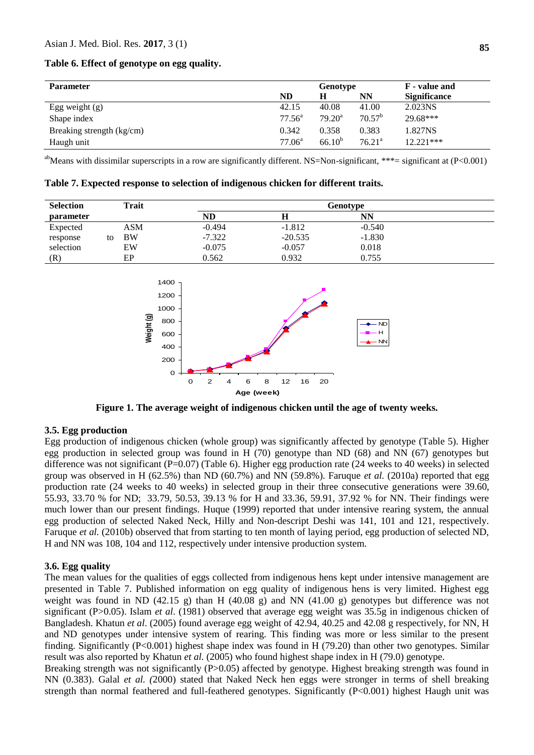**Table 6. Effect of genotype on egg quality.**

| Parameter | Genotype | | | F - value and Significance |
|---|---|---|---|---|
| | ND | H | NN | |
| Egg weight (g) | 42.15 | 40.08 | 41.00 | 2.023NS |
| Shape index | $77.56^{a}$ | $79.20^{a}$ | $70.57^{b}$ | 29.68*** |
| Breaking strength (kg/cm) | 0.342 | 0.358 | 0.383 | 1.827NS |
| Haugh unit | $77.06^{a}$ | $66.10^{b}$ | $76.21^{a}$ | 12.221*** |

[ab]Means with dissimilar superscripts in a row are significantly different. NS=Non-significant, ***= significant at (P<0.001)

**Table 7. Expected response to selection of indigenous chicken for different traits.**

| Selection parameter | Trait | Genotype | | |
|---|---|---|---|---|
| | | ND | H | NN |
| Expected response to selection (R) | ASM | -0.494 | -1.812 | -0.540 |
| | BW | -7.322 | -20.535 | -1.830 |
| | EW | -0.075 | -0.057 | 0.018 |
| | EP | 0.562 | 0.932 | 0.755 |

**Figure 1. The average weight of indigenous chicken until the age of twenty weeks.**

### 3.5. Egg production

Egg production of indigenous chicken (whole group) was significantly affected by genotype (Table 5). Higher egg production in selected group was found in H (70) genotype than ND (68) and NN (67) genotypes but difference was not significant (P=0.07) (Table 6). Higher egg production rate (24 weeks to 40 weeks) in selected group was observed in H (62.5%) than ND (60.7%) and NN (59.8%). Faruque *et al.* (2010a) reported that egg production rate (24 weeks to 40 weeks) in selected group in their three consecutive generations were 39.60, 55.93, 33.70 % for ND; 33.79, 50.53, 39.13 % for H and 33.36, 59.91, 37.92 % for NN. Their findings were much lower than our present findings. Huque (1999) reported that under intensive rearing system, the annual egg production of selected Naked Neck, Hilly and Non-descript Deshi was 141, 101 and 121, respectively. Faruque *et al.* (2010b) observed that from starting to ten month of laying period, egg production of selected ND, H and NN was 108, 104 and 112, respectively under intensive production system.

### 3.6. Egg quality

The mean values for the qualities of eggs collected from indigenous hens kept under intensive management are presented in Table 7. Published information on egg quality of indigenous hens is very limited. Highest egg weight was found in ND (42.15 g) than H (40.08 g) and NN (41.00 g) genotypes but difference was not significant (P>0.05). Islam *et al*. (1981) observed that average egg weight was 35.5g in indigenous chicken of Bangladesh. Khatun *et al*. (2005) found average egg weight of 42.94, 40.25 and 42.08 g respectively, for NN, H and ND genotypes under intensive system of rearing. This finding was more or less similar to the present finding. Significantly (P<0.001) highest shape index was found in H (79.20) than other two genotypes. Similar result was also reported by Khatun *et al.* (2005) who found highest shape index in H (79.0) genotype.

Breaking strength was not significantly (P>0.05) affected by genotype. Highest breaking strength was found in NN (0.383). Galal *et al.* (2000) stated that Naked Neck hen eggs were stronger in terms of shell breaking strength than normal feathered and full-feathered genotypes. Significantly (P<0.001) highest Haugh unit was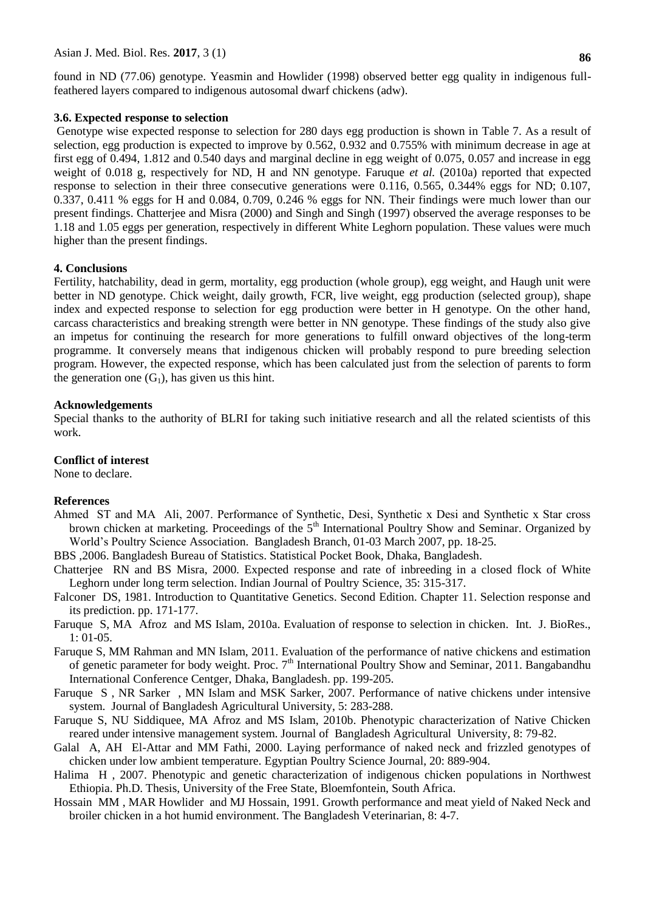found in ND (77.06) genotype. Yeasmin and Howlider (1998) observed better egg quality in indigenous full-feathered layers compared to indigenous autosomal dwarf chickens (adw).

### 3.6. Expected response to selection

Genotype wise expected response to selection for 280 days egg production is shown in Table 7. As a result of selection, egg production is expected to improve by 0.562, 0.932 and 0.755% with minimum decrease in age at first egg of 0.494, 1.812 and 0.540 days and marginal decline in egg weight of 0.075, 0.057 and increase in egg weight of 0.018 g, respectively for ND, H and NN genotype. Faruque *et al.* (2010a) reported that expected response to selection in their three consecutive generations were 0.116, 0.565, 0.344% eggs for ND; 0.107, 0.337, 0.411 % eggs for H and 0.084, 0.709, 0.246 % eggs for NN. Their findings were much lower than our present findings. Chatterjee and Misra (2000) and Singh and Singh (1997) observed the average responses to be 1.18 and 1.05 eggs per generation, respectively in different White Leghorn population. These values were much higher than the present findings.

## 4. Conclusions

Fertility, hatchability, dead in germ, mortality, egg production (whole group), egg weight, and Haugh unit were better in ND genotype. Chick weight, daily growth, FCR, live weight, egg production (selected group), shape index and expected response to selection for egg production were better in H genotype. On the other hand, carcass characteristics and breaking strength were better in NN genotype. These findings of the study also give an impetus for continuing the research for more generations to fulfill onward objectives of the long-term programme. It conversely means that indigenous chicken will probably respond to pure breeding selection program. However, the expected response, which has been calculated just from the selection of parents to form the generation one ($G_1$), has given us this hint.

## Acknowledgements

Special thanks to the authority of BLRI for taking such initiative research and all the related scientists of this work.

## Conflict of interest

None to declare.

## References

Ahmed ST and MA Ali, 2007. Performance of Synthetic, Desi, Synthetic x Desi and Synthetic x Star cross brown chicken at marketing. Proceedings of the 5th International Poultry Show and Seminar. Organized by World's Poultry Science Association. Bangladesh Branch, 01-03 March 2007, pp. 18-25.

BBS ,2006. Bangladesh Bureau of Statistics. Statistical Pocket Book, Dhaka, Bangladesh.

Chatterjee RN and BS Misra, 2000. Expected response and rate of inbreeding in a closed flock of White Leghorn under long term selection. Indian Journal of Poultry Science, 35: 315-317.

Falconer DS, 1981. Introduction to Quantitative Genetics. Second Edition. Chapter 11. Selection response and its prediction. pp. 171-177.

Faruque S, MA Afroz and MS Islam, 2010a. Evaluation of response to selection in chicken. Int. J. BioRes., 1: 01-05.

Faruque S, MM Rahman and MN Islam, 2011. Evaluation of the performance of native chickens and estimation of genetic parameter for body weight. Proc. 7th International Poultry Show and Seminar, 2011. Bangabandhu International Conference Centger, Dhaka, Bangladesh. pp. 199-205.

Faruque S , NR Sarker , MN Islam and MSK Sarker, 2007. Performance of native chickens under intensive system. Journal of Bangladesh Agricultural University, 5: 283-288.

Faruque S, NU Siddiquee, MA Afroz and MS Islam, 2010b. Phenotypic characterization of Native Chicken reared under intensive management system. Journal of Bangladesh Agricultural University, 8: 79-82.

Galal A, AH El-Attar and MM Fathi, 2000. Laying performance of naked neck and frizzled genotypes of chicken under low ambient temperature. Egyptian Poultry Science Journal, 20: 889-904.

Halima H , 2007. Phenotypic and genetic characterization of indigenous chicken populations in Northwest Ethiopia. Ph.D. Thesis, University of the Free State, Bloemfontein, South Africa.

Hossain MM , MAR Howlider and MJ Hossain, 1991. Growth performance and meat yield of Naked Neck and broiler chicken in a hot humid environment. The Bangladesh Veterinarian, 8: 4-7.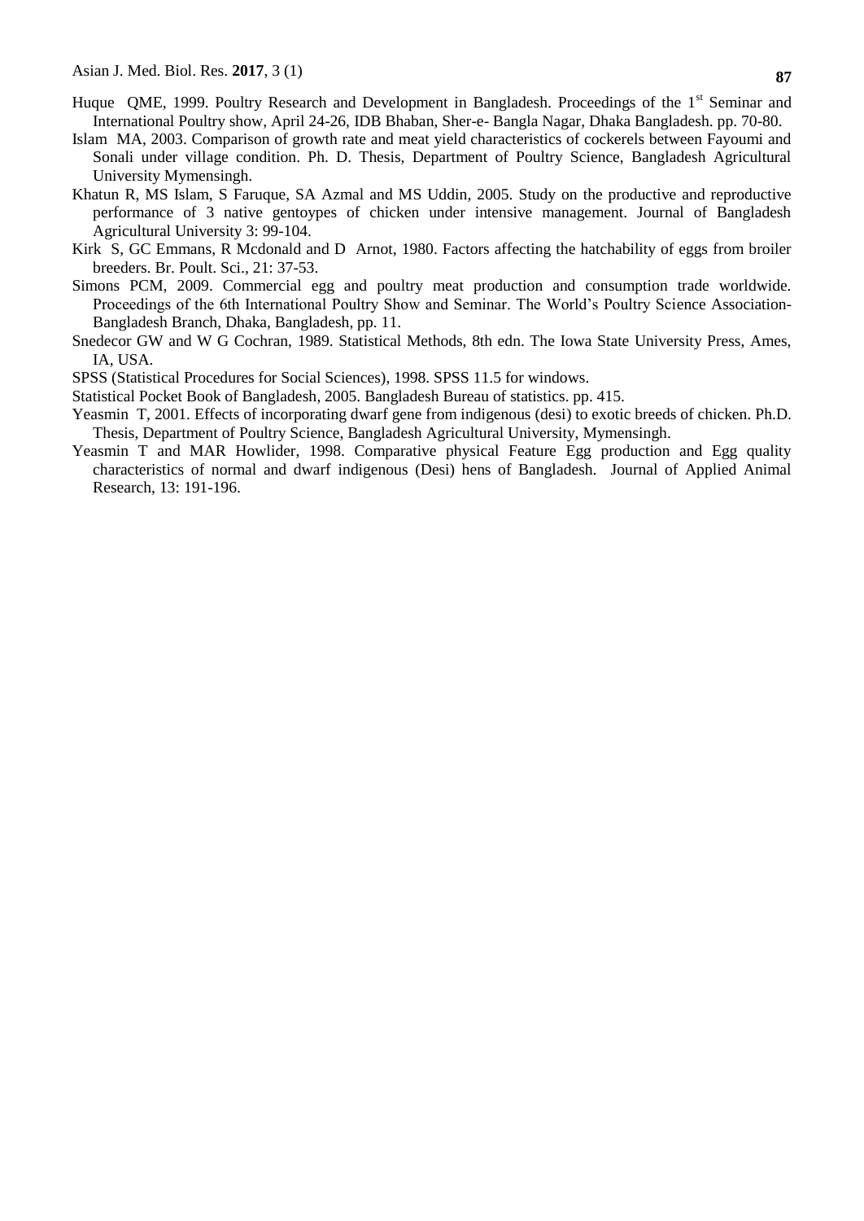Huque QME, 1999. Poultry Research and Development in Bangladesh. Proceedings of the 1st Seminar and International Poultry show, April 24-26, IDB Bhaban, Sher-e- Bangla Nagar, Dhaka Bangladesh. pp. 70-80.

Islam MA, 2003. Comparison of growth rate and meat yield characteristics of cockerels between Fayoumi and Sonali under village condition. Ph. D. Thesis, Department of Poultry Science, Bangladesh Agricultural University Mymensingh.

Khatun R, MS Islam, S Faruque, SA Azmal and MS Uddin, 2005. Study on the productive and reproductive performance of 3 native gentoypes of chicken under intensive management. Journal of Bangladesh Agricultural University 3: 99-104.

Kirk S, GC Emmans, R Mcdonald and D Arnot, 1980. Factors affecting the hatchability of eggs from broiler breeders. Br. Poult. Sci., 21: 37-53.

Simons PCM, 2009. Commercial egg and poultry meat production and consumption trade worldwide. Proceedings of the 6th International Poultry Show and Seminar. The World's Poultry Science Association-Bangladesh Branch, Dhaka, Bangladesh, pp. 11.

Snedecor GW and W G Cochran, 1989. Statistical Methods, 8th edn. The Iowa State University Press, Ames, IA, USA.

SPSS (Statistical Procedures for Social Sciences), 1998. SPSS 11.5 for windows.

Statistical Pocket Book of Bangladesh, 2005. Bangladesh Bureau of statistics. pp. 415.

Yeasmin T, 2001. Effects of incorporating dwarf gene from indigenous (desi) to exotic breeds of chicken. Ph.D. Thesis, Department of Poultry Science, Bangladesh Agricultural University, Mymensingh.

Yeasmin T and MAR Howlider, 1998. Comparative physical Feature Egg production and Egg quality characteristics of normal and dwarf indigenous (Desi) hens of Bangladesh. Journal of Applied Animal Research, 13: 191-196.